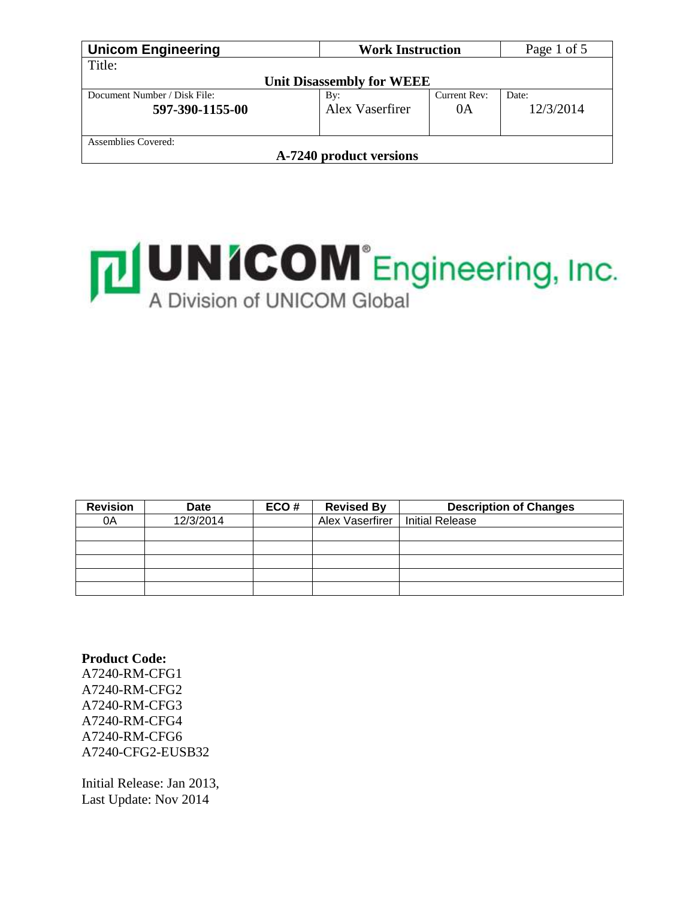| Unicom Engineering | Work Instruction | | |
|---|---|---|---|
| Title: **Unit Disassembly for WEEE** | | | |
| Document Number / Disk File: **597-390-1155-00** | By: Alex Vaserfirer | Current Rev: 0A | Date: 12/3/2014 |
| Assemblies Covered: **A-7240 product versions** | | | |

UNICOM Engineering, Inc.
A Division of UNICOM Global

| Revision | Date | ECO # | Revised By | Description of Changes |
|---|---|---|---|---|
| 0A | 12/3/2014 | | Alex Vaserfirer | Initial Release |
| | | | | |
| | | | | |
| | | | | |
| | | | | |
| | | | | |

**Product Code:**
A7240-RM-CFG1
A7240-RM-CFG2
A7240-RM-CFG3
A7240-RM-CFG4
A7240-RM-CFG6
A7240-CFG2-EUSB32

Initial Release: Jan 2013,
Last Update: Nov 2014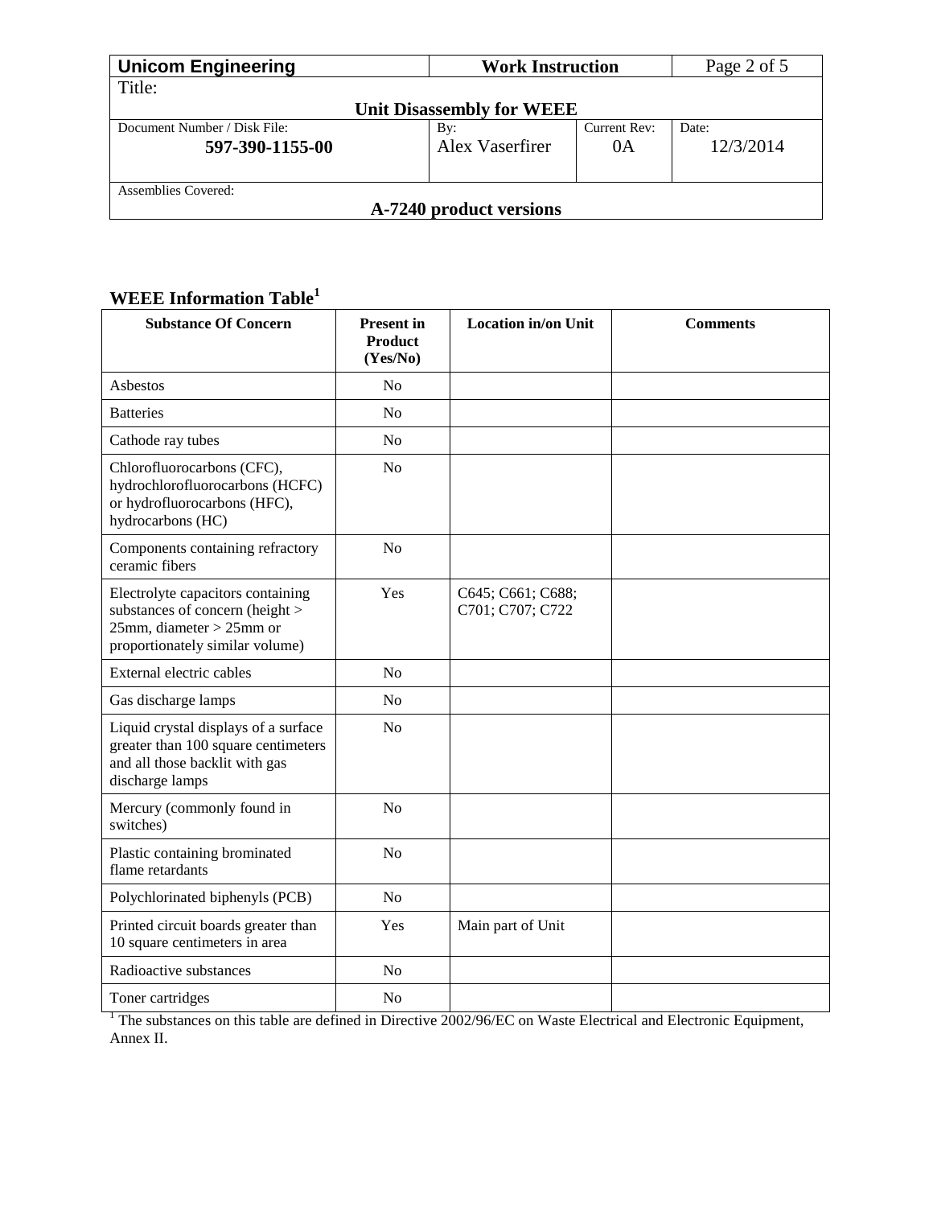| Unicom Engineering | Work Instruction | | |
|---|---|---|---|
| Title: **Unit Disassembly for WEEE** | | | |
| Document Number / Disk File: **597-390-1155-00** | By: Alex Vaserfirer | Current Rev: 0A | Date: 12/3/2014 |
| Assemblies Covered: **A-7240 product versions** | | | |

## WEEE Information Table[1]

| Substance Of Concern | Present in Product (Yes/No) | Location in/on Unit | Comments |
|---|---|---|---|
| Asbestos | No | | |
| Batteries | No | | |
| Cathode ray tubes | No | | |
| Chlorofluorocarbons (CFC), hydrochlorofluorocarbons (HCFC) or hydrofluorocarbons (HFC), hydrocarbons (HC) | No | | |
| Components containing refractory ceramic fibers | No | | |
| Electrolyte capacitors containing substances of concern (height > 25mm, diameter > 25mm or proportionately similar volume) | Yes | C645; C661; C688; C701; C707; C722 | |
| External electric cables | No | | |
| Gas discharge lamps | No | | |
| Liquid crystal displays of a surface greater than 100 square centimeters and all those backlit with gas discharge lamps | No | | |
| Mercury (commonly found in switches) | No | | |
| Plastic containing brominated flame retardants | No | | |
| Polychlorinated biphenyls (PCB) | No | | |
| Printed circuit boards greater than 10 square centimeters in area | Yes | Main part of Unit | |
| Radioactive substances | No | | |
| Toner cartridges | No | | |

[1] The substances on this table are defined in Directive 2002/96/EC on Waste Electrical and Electronic Equipment, Annex II.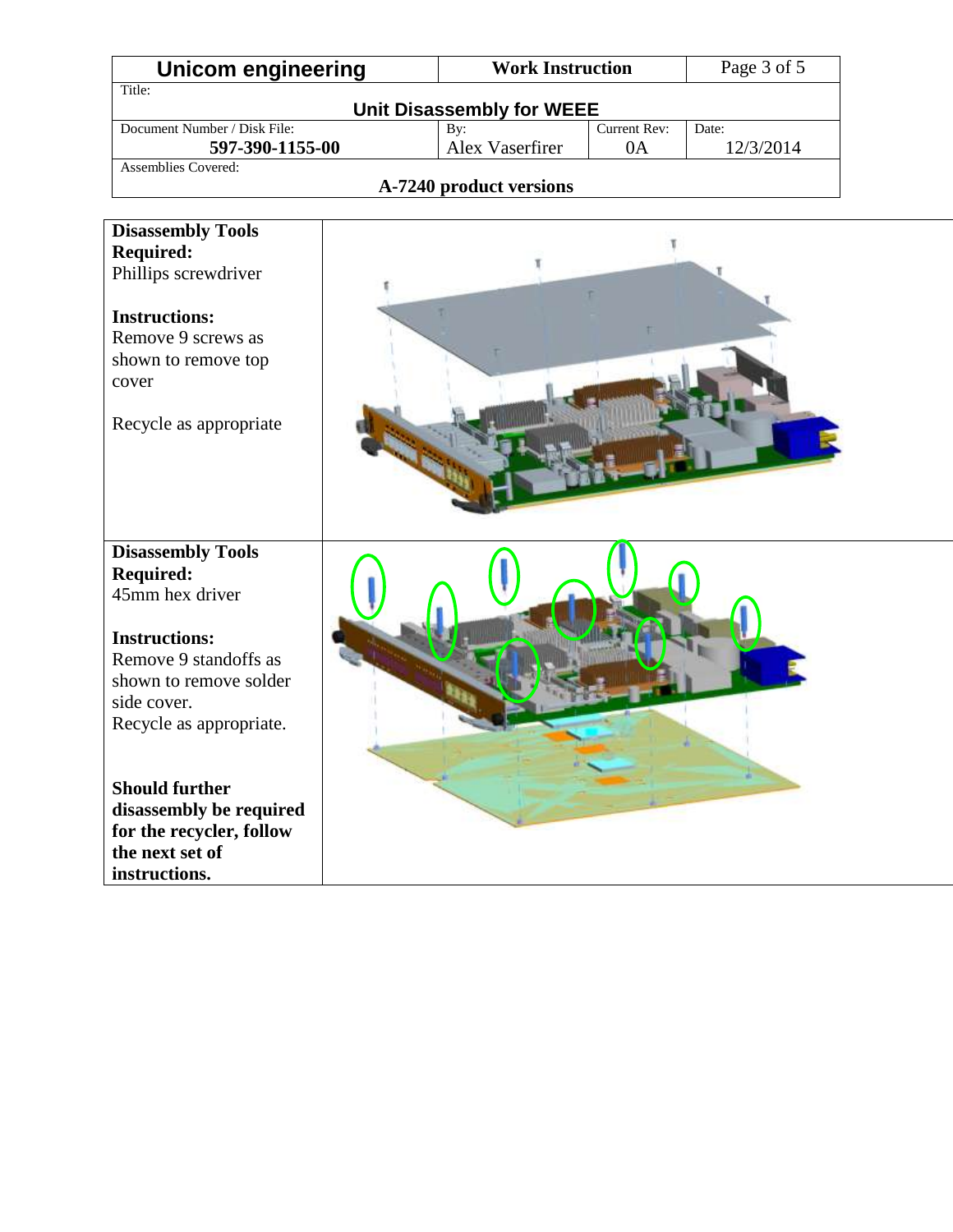| Unicom engineering | | Work Instruction | | Page 3 of 5 |
|---|---|---|---|---|
| Title: **Unit Disassembly for WEEE** | | | | |
| Document Number / Disk File: **597-390-1155-00** | | By: Alex Vaserfirer | Current Rev: 0A | Date: 12/3/2014 |
| Assemblies Covered: **A-7240 product versions** | | | | |

| | |
|---|---|
| **Disassembly Tools Required:**<br>Phillips screwdriver<br><br>**Instructions:**<br>Remove 9 screws as shown to remove top cover<br><br>Recycle as appropriate | |
| **Disassembly Tools Required:**<br>45mm hex driver<br><br>**Instructions:**<br>Remove 9 standoffs as shown to remove solder side cover.<br>Recycle as appropriate.<br><br>**Should further disassembly be required for the recycler, follow the next set of instructions.** | |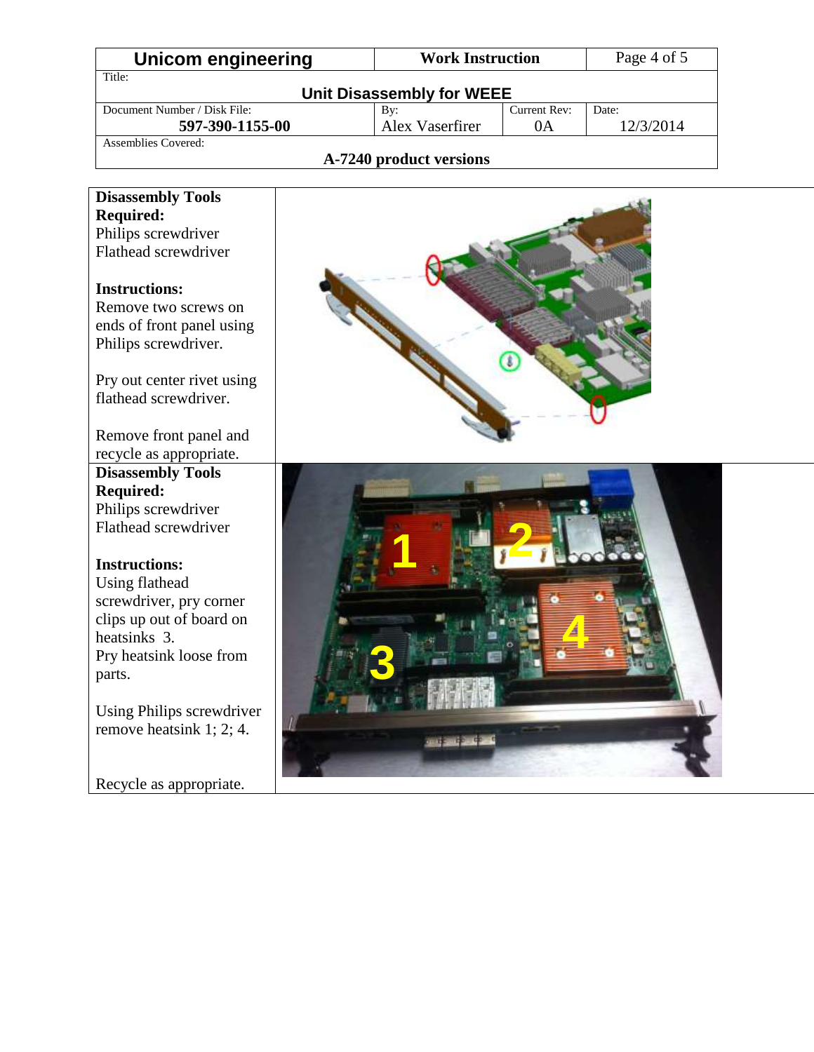| Unicom engineering | Work Instruction | |
|---|---|---|
| Title: **Unit Disassembly for WEEE** | | |
| Document Number / Disk File: **597-390-1155-00** | By: Alex Vaserfirer | Current Rev: 0A | Date: 12/3/2014 |
| Assemblies Covered: **A-7240 product versions** | | |

| Instructions | |
|---|---|
| **Disassembly Tools Required:**<br>Philips screwdriver<br>Flathead screwdriver<br><br>**Instructions:**<br>Remove two screws on ends of front panel using Philips screwdriver.<br><br>Pry out center rivet using flathead screwdriver.<br><br>Remove front panel and recycle as appropriate. | |
| **Disassembly Tools Required:**<br>Philips screwdriver<br>Flathead screwdriver<br><br>**Instructions:**<br>Using flathead screwdriver, pry corner clips up out of board on heatsinks 3.<br>Pry heatsink loose from parts.<br><br>Using Philips screwdriver remove heatsink 1; 2; 4.<br><br>Recycle as appropriate. | |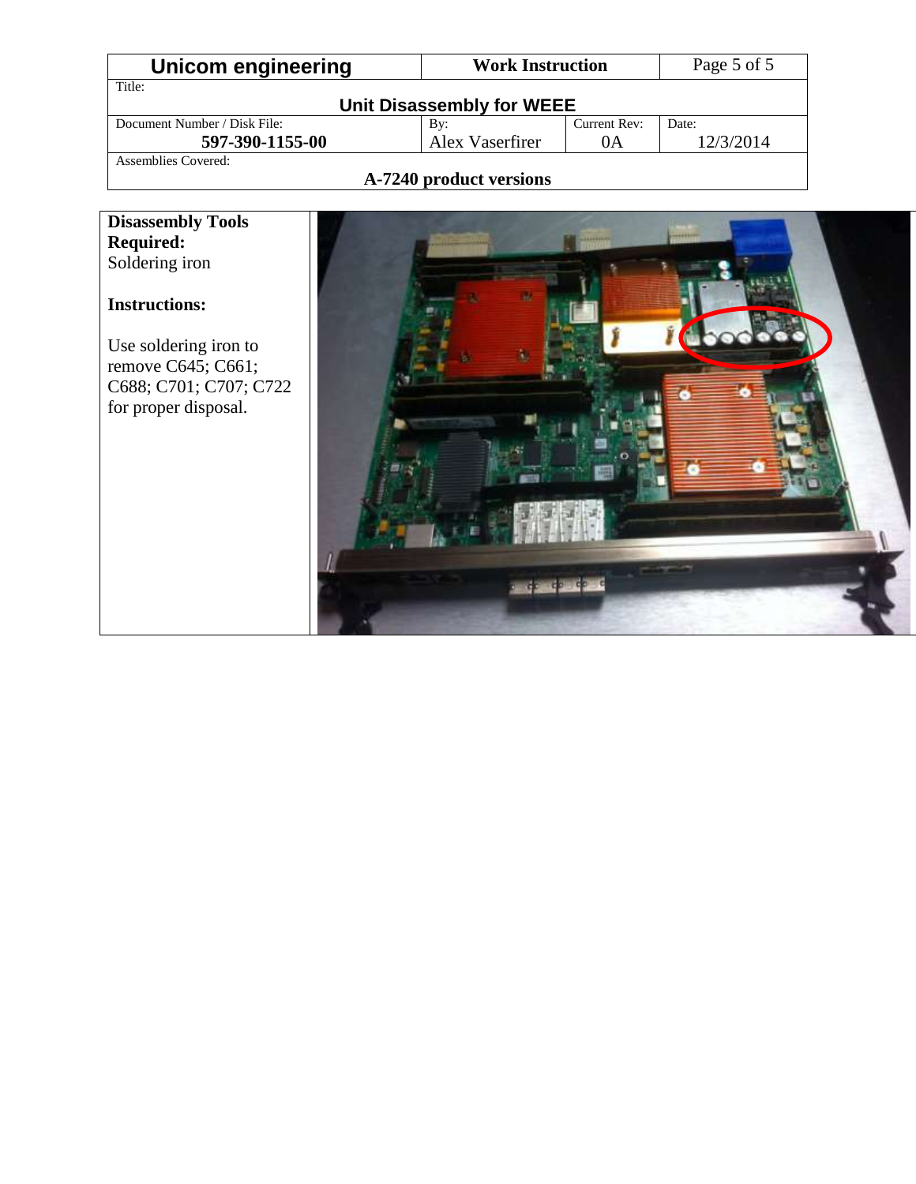| Unicom engineering | Work Instruction | | |
|---|---|---|---|
| Title: **Unit Disassembly for WEEE** | | | |
| Document Number / Disk File: **597-390-1155-00** | By: Alex Vaserfirer | Current Rev: 0A | Date: 12/3/2014 |
| Assemblies Covered: **A-7240 product versions** | | | |

**Disassembly Tools Required:**
Soldering iron

**Instructions:**

Use soldering iron to remove C645; C661; C688; C701; C707; C722 for proper disposal.